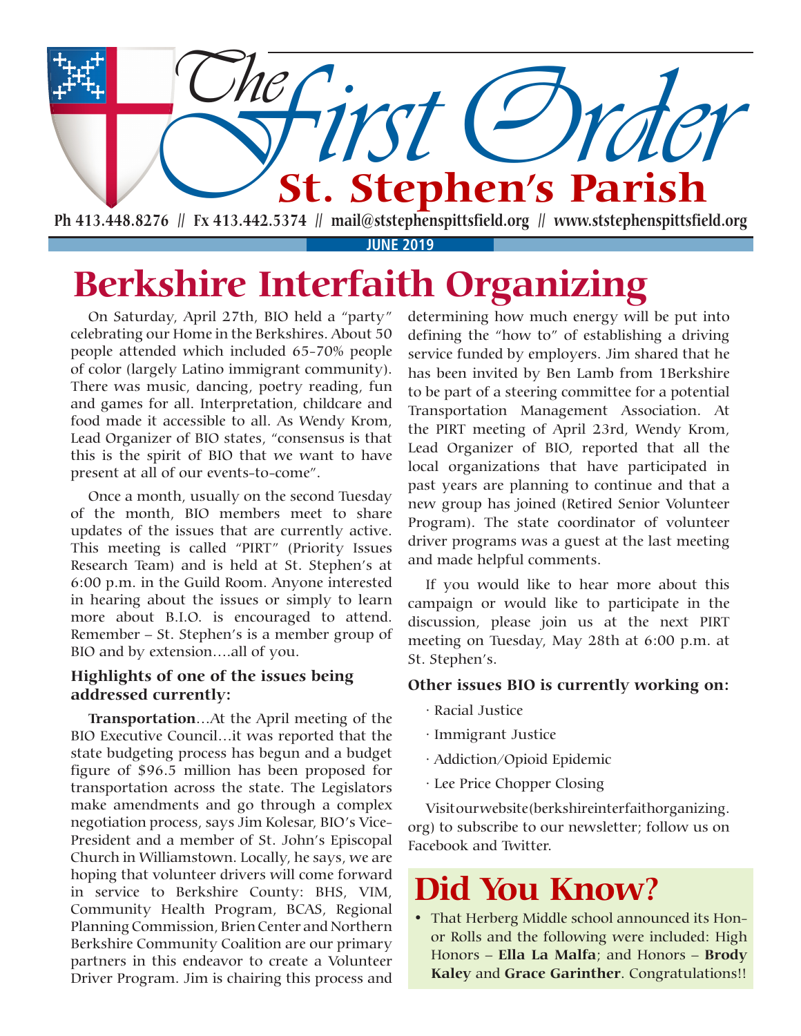# The First Order

## St. Stephen's Parish

Ph 413.448.8276 // Fx 413.442.5374 // mail@ststephenspittsfield.org // www.ststephenspittsfield.org

**JUNE 2019**

# Berkshire Interfaith Organizing

On Saturday, April 27th, BIO held a "party" celebrating our Home in the Berkshires. About 50 people attended which included 65-70% people of color (largely Latino immigrant community). There was music, dancing, poetry reading, fun and games for all. Interpretation, childcare and food made it accessible to all. As Wendy Krom, Lead Organizer of BIO states, "consensus is that this is the spirit of BIO that we want to have present at all of our events-to-come".

Once a month, usually on the second Tuesday of the month, BIO members meet to share updates of the issues that are currently active. This meeting is called "PIRT" (Priority Issues Research Team) and is held at St. Stephen's at 6:00 p.m. in the Guild Room. Anyone interested in hearing about the issues or simply to learn more about B.I.O. is encouraged to attend. Remember – St. Stephen's is a member group of BIO and by extension….all of you.

### Highlights of one of the issues being addressed currently:

**Transportation**…At the April meeting of the BIO Executive Council…it was reported that the state budgeting process has begun and a budget figure of $96.5 million has been proposed for transportation across the state. The Legislators make amendments and go through a complex negotiation process, says Jim Kolesar, BIO's Vice-President and a member of St. John's Episcopal Church in Williamstown. Locally, he says, we are hoping that volunteer drivers will come forward in service to Berkshire County: BHS, VIM, Community Health Program, BCAS, Regional Planning Commission, Brien Center and Northern Berkshire Community Coalition are our primary partners in this endeavor to create a Volunteer Driver Program. Jim is chairing this process and determining how much energy will be put into defining the "how to" of establishing a driving service funded by employers. Jim shared that he has been invited by Ben Lamb from 1Berkshire to be part of a steering committee for a potential Transportation Management Association. At the PIRT meeting of April 23rd, Wendy Krom, Lead Organizer of BIO, reported that all the local organizations that have participated in past years are planning to continue and that a new group has joined (Retired Senior Volunteer Program). The state coordinator of volunteer driver programs was a guest at the last meeting and made helpful comments.

If you would like to hear more about this campaign or would like to participate in the discussion, please join us at the next PIRT meeting on Tuesday, May 28th at 6:00 p.m. at St. Stephen's.

### Other issues BIO is currently working on:

- Racial Justice
- Immigrant Justice
- Addiction/Opioid Epidemic
- Lee Price Chopper Closing

Visit our website (berkshireinterfaithorganizing.org) to subscribe to our newsletter; follow us on Facebook and Twitter.

# Did You Know?

- That Herberg Middle school announced its Honor Rolls and the following were included: High Honors – **Ella La Malfa**; and Honors – **Brody Kaley** and **Grace Garinther**. Congratulations!!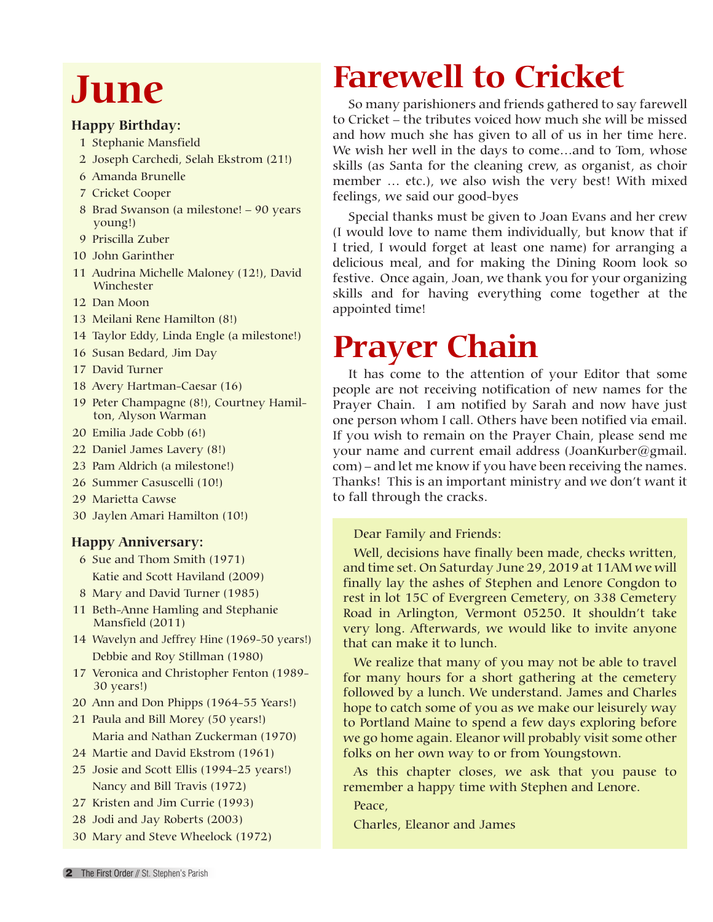# June

**Happy Birthday:**

1 Stephanie Mansfield
2 Joseph Carchedi, Selah Ekstrom (21!)
6 Amanda Brunelle
7 Cricket Cooper
8 Brad Swanson (a milestone! – 90 years young!)
9 Priscilla Zuber
10 John Garinther
11 Audrina Michelle Maloney (12!), David Winchester
12 Dan Moon
13 Meilani Rene Hamilton (8!)
14 Taylor Eddy, Linda Engle (a milestone!)
16 Susan Bedard, Jim Day
17 David Turner
18 Avery Hartman-Caesar (16)
19 Peter Champagne (8!), Courtney Hamilton, Alyson Warman
20 Emilia Jade Cobb (6!)
22 Daniel James Lavery (8!)
23 Pam Aldrich (a milestone!)
26 Summer Casuscelli (10!)
29 Marietta Cawse
30 Jaylen Amari Hamilton (10!)

**Happy Anniversary:**

6 Sue and Thom Smith (1971)
Katie and Scott Haviland (2009)
8 Mary and David Turner (1985)
11 Beth-Anne Hamling and Stephanie Mansfield (2011)
14 Wavelyn and Jeffrey Hine (1969-50 years!)
Debbie and Roy Stillman (1980)
17 Veronica and Christopher Fenton (1989-30 years!)
20 Ann and Don Phipps (1964-55 Years!)
21 Paula and Bill Morey (50 years!)
Maria and Nathan Zuckerman (1970)
24 Martie and David Ekstrom (1961)
25 Josie and Scott Ellis (1994-25 years!)
Nancy and Bill Travis (1972)
27 Kristen and Jim Currie (1993)
28 Jodi and Jay Roberts (2003)
30 Mary and Steve Wheelock (1972)

# Farewell to Cricket

So many parishioners and friends gathered to say farewell to Cricket – the tributes voiced how much she will be missed and how much she has given to all of us in her time here. We wish her well in the days to come…and to Tom, whose skills (as Santa for the cleaning crew, as organist, as choir member … etc.), we also wish the very best! With mixed feelings, we said our good-byes

Special thanks must be given to Joan Evans and her crew (I would love to name them individually, but know that if I tried, I would forget at least one name) for arranging a delicious meal, and for making the Dining Room look so festive. Once again, Joan, we thank you for your organizing skills and for having everything come together at the appointed time!

# Prayer Chain

It has come to the attention of your Editor that some people are not receiving notification of new names for the Prayer Chain. I am notified by Sarah and now have just one person whom I call. Others have been notified via email. If you wish to remain on the Prayer Chain, please send me your name and current email address (JoanKurber@gmail.com) – and let me know if you have been receiving the names. Thanks! This is an important ministry and we don't want it to fall through the cracks.

Dear Family and Friends:

Well, decisions have finally been made, checks written, and time set. On Saturday June 29, 2019 at 11AM we will finally lay the ashes of Stephen and Lenore Congdon to rest in lot 15C of Evergreen Cemetery, on 338 Cemetery Road in Arlington, Vermont 05250. It shouldn't take very long. Afterwards, we would like to invite anyone that can make it to lunch.

We realize that many of you may not be able to travel for many hours for a short gathering at the cemetery followed by a lunch. We understand. James and Charles hope to catch some of you as we make our leisurely way to Portland Maine to spend a few days exploring before we go home again. Eleanor will probably visit some other folks on her own way to or from Youngstown.

As this chapter closes, we ask that you pause to remember a happy time with Stephen and Lenore.

Peace,

Charles, Eleanor and James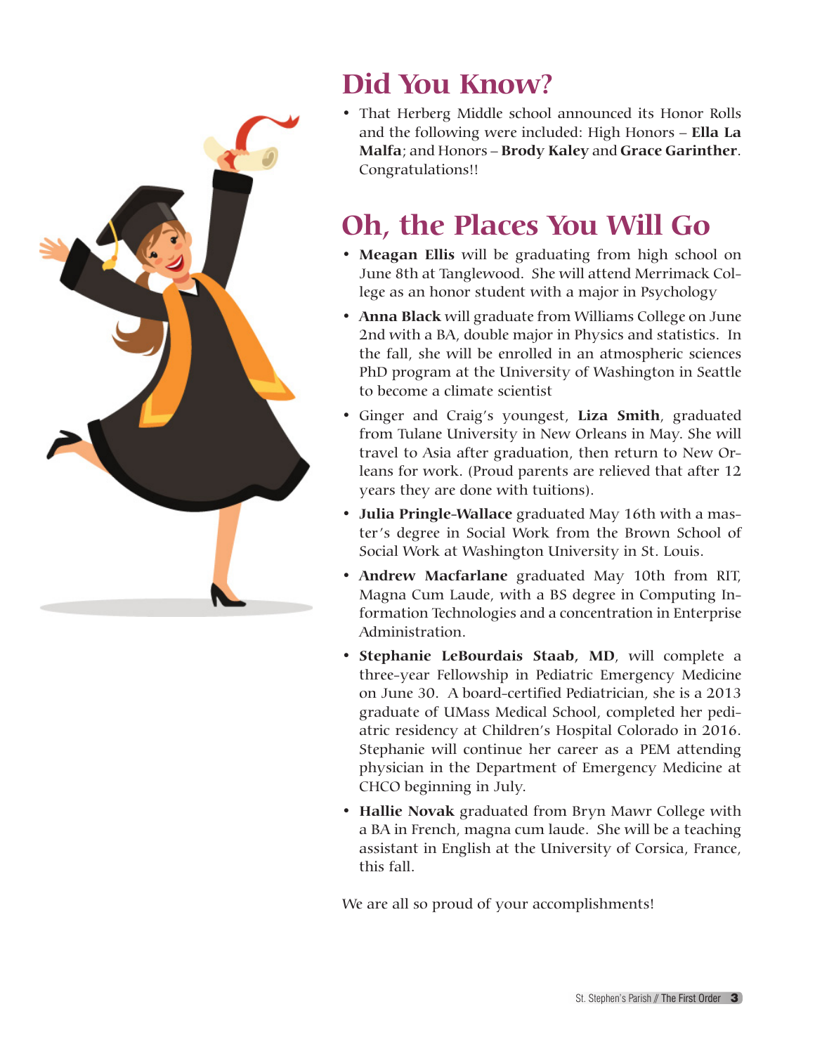## Did You Know?

- That Herberg Middle school announced its Honor Rolls and the following were included: High Honors – **Ella La Malfa**; and Honors – **Brody Kaley** and **Grace Garinther**. Congratulations!!

## Oh, the Places You Will Go

- **Meagan Ellis** will be graduating from high school on June 8th at Tanglewood. She will attend Merrimack College as an honor student with a major in Psychology
- **Anna Black** will graduate from Williams College on June 2nd with a BA, double major in Physics and statistics. In the fall, she will be enrolled in an atmospheric sciences PhD program at the University of Washington in Seattle to become a climate scientist
- Ginger and Craig's youngest, **Liza Smith**, graduated from Tulane University in New Orleans in May. She will travel to Asia after graduation, then return to New Orleans for work. (Proud parents are relieved that after 12 years they are done with tuitions).
- **Julia Pringle-Wallace** graduated May 16th with a master's degree in Social Work from the Brown School of Social Work at Washington University in St. Louis.
- **Andrew Macfarlane** graduated May 10th from RIT, Magna Cum Laude, with a BS degree in Computing Information Technologies and a concentration in Enterprise Administration.
- **Stephanie LeBourdais Staab, MD**, will complete a three-year Fellowship in Pediatric Emergency Medicine on June 30. A board-certified Pediatrician, she is a 2013 graduate of UMass Medical School, completed her pediatric residency at Children's Hospital Colorado in 2016. Stephanie will continue her career as a PEM attending physician in the Department of Emergency Medicine at CHCO beginning in July.
- **Hallie Novak** graduated from Bryn Mawr College with a BA in French, magna cum laude. She will be a teaching assistant in English at the University of Corsica, France, this fall.

We are all so proud of your accomplishments!